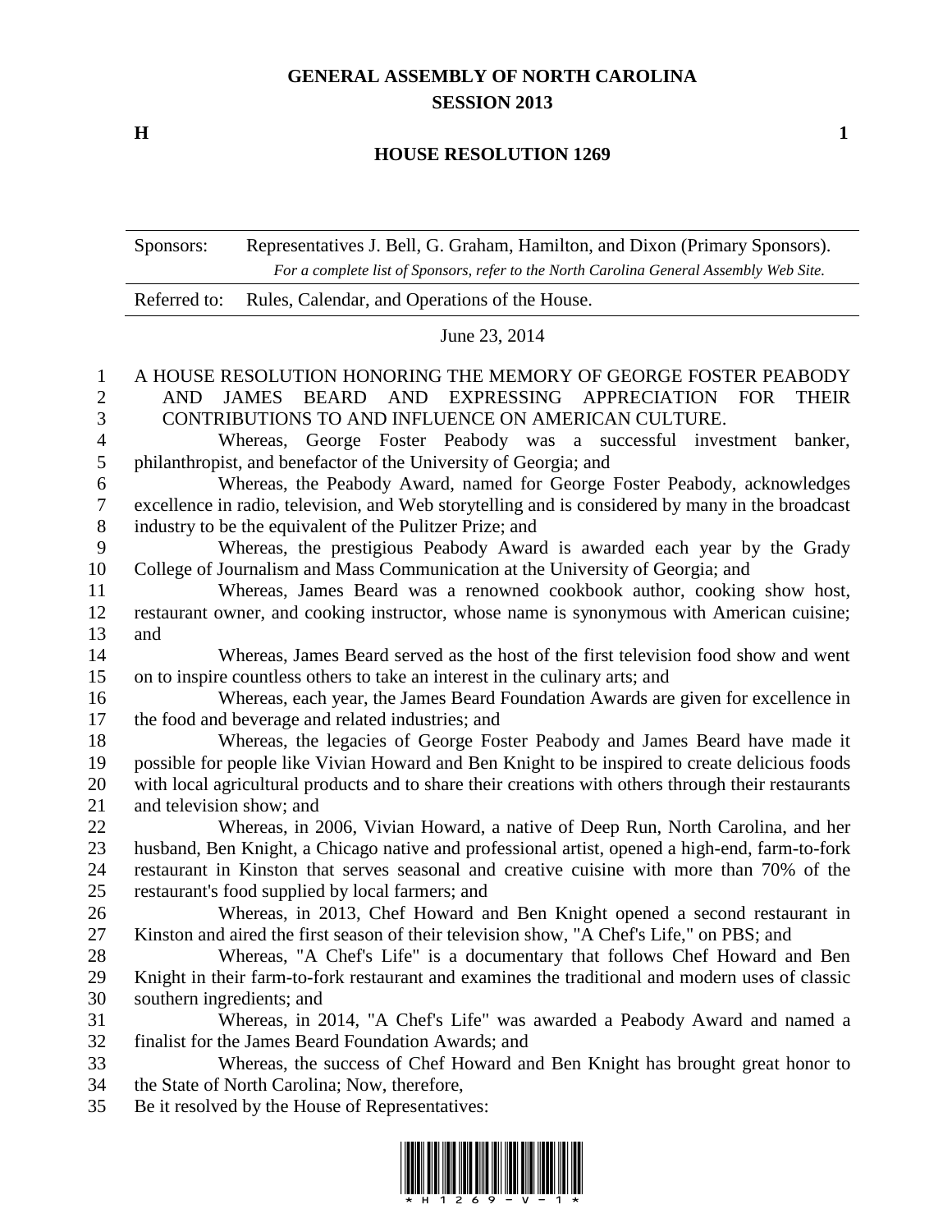# GENERAL ASSEMBLY OF NORTH CAROLINA
# SESSION 2013

**H** **1**

## HOUSE RESOLUTION 1269

| Sponsors: | Representatives J. Bell, G. Graham, Hamilton, and Dixon (Primary Sponsors). *For a complete list of Sponsors, refer to the North Carolina General Assembly Web Site.* |
|---|---|
| Referred to: | Rules, Calendar, and Operations of the House. |

June 23, 2014

A HOUSE RESOLUTION HONORING THE MEMORY OF GEORGE FOSTER PEABODY AND JAMES BEARD AND EXPRESSING APPRECIATION FOR THEIR CONTRIBUTIONS TO AND INFLUENCE ON AMERICAN CULTURE.

Whereas, George Foster Peabody was a successful investment banker, philanthropist, and benefactor of the University of Georgia; and

Whereas, the Peabody Award, named for George Foster Peabody, acknowledges excellence in radio, television, and Web storytelling and is considered by many in the broadcast industry to be the equivalent of the Pulitzer Prize; and

Whereas, the prestigious Peabody Award is awarded each year by the Grady College of Journalism and Mass Communication at the University of Georgia; and

Whereas, James Beard was a renowned cookbook author, cooking show host, restaurant owner, and cooking instructor, whose name is synonymous with American cuisine; and

Whereas, James Beard served as the host of the first television food show and went on to inspire countless others to take an interest in the culinary arts; and

Whereas, each year, the James Beard Foundation Awards are given for excellence in the food and beverage and related industries; and

Whereas, the legacies of George Foster Peabody and James Beard have made it possible for people like Vivian Howard and Ben Knight to be inspired to create delicious foods with local agricultural products and to share their creations with others through their restaurants and television show; and

Whereas, in 2006, Vivian Howard, a native of Deep Run, North Carolina, and her husband, Ben Knight, a Chicago native and professional artist, opened a high-end, farm-to-fork restaurant in Kinston that serves seasonal and creative cuisine with more than 70% of the restaurant's food supplied by local farmers; and

Whereas, in 2013, Chef Howard and Ben Knight opened a second restaurant in Kinston and aired the first season of their television show, "A Chef's Life," on PBS; and

Whereas, "A Chef's Life" is a documentary that follows Chef Howard and Ben Knight in their farm-to-fork restaurant and examines the traditional and modern uses of classic southern ingredients; and

Whereas, in 2014, "A Chef's Life" was awarded a Peabody Award and named a finalist for the James Beard Foundation Awards; and

Whereas, the success of Chef Howard and Ben Knight has brought great honor to the State of North Carolina; Now, therefore,

Be it resolved by the House of Representatives: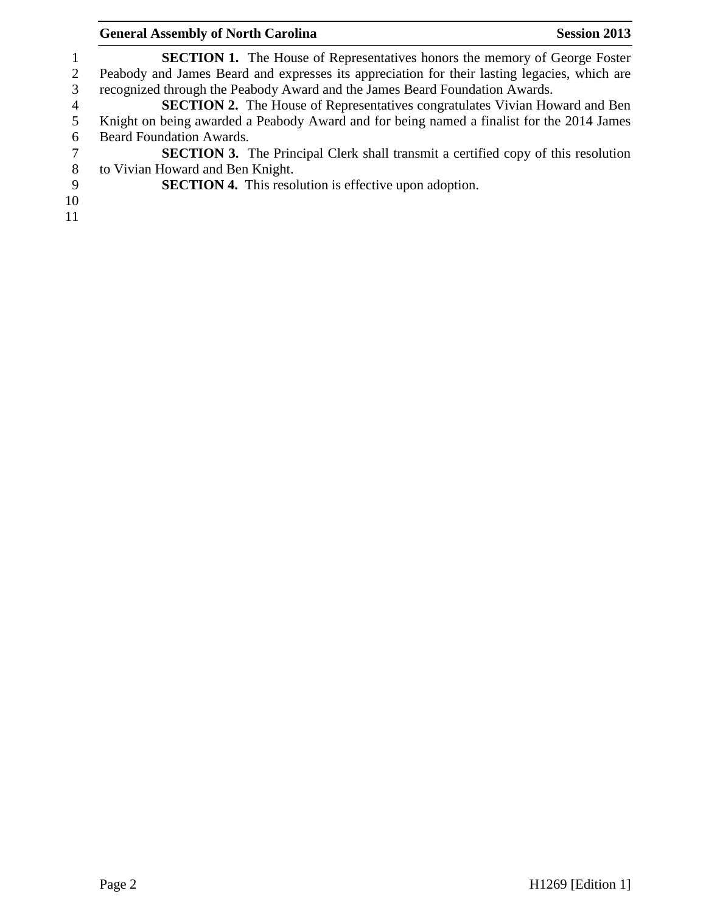**SECTION 1.** The House of Representatives honors the memory of George Foster Peabody and James Beard and expresses its appreciation for their lasting legacies, which are recognized through the Peabody Award and the James Beard Foundation Awards.

**SECTION 2.** The House of Representatives congratulates Vivian Howard and Ben Knight on being awarded a Peabody Award and for being named a finalist for the 2014 James Beard Foundation Awards.

**SECTION 3.** The Principal Clerk shall transmit a certified copy of this resolution to Vivian Howard and Ben Knight.

**SECTION 4.** This resolution is effective upon adoption.